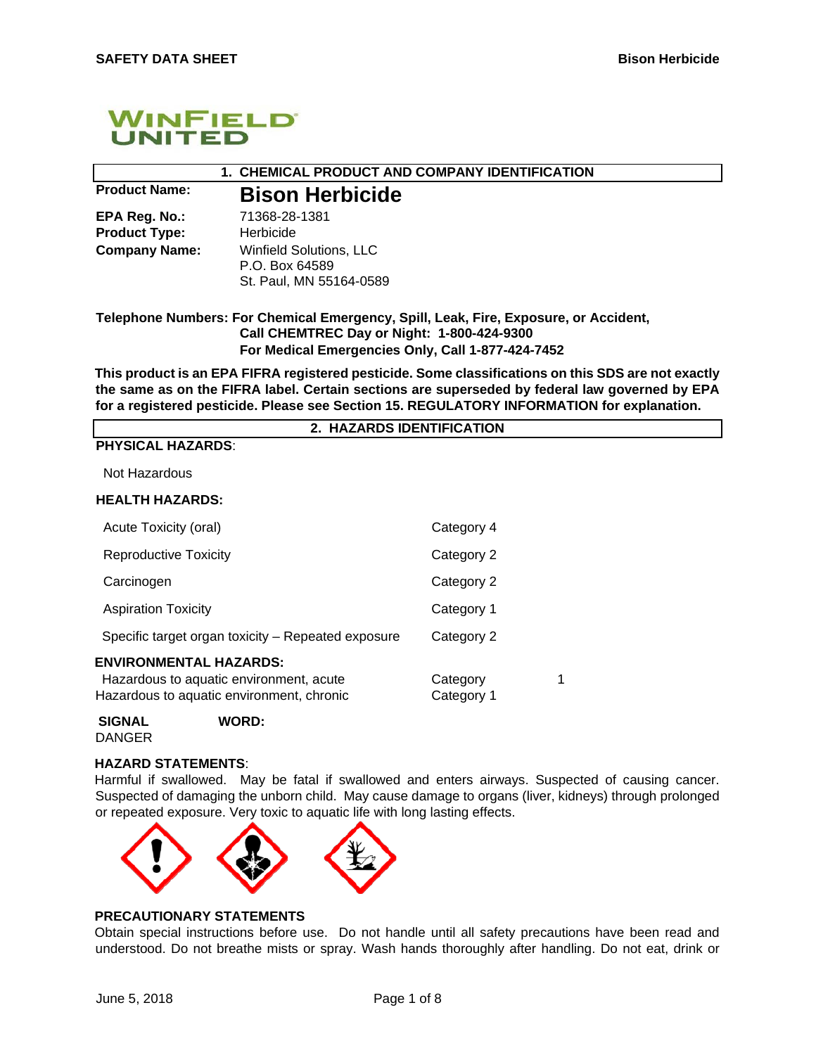## 1. CHEMICAL PRODUCT AND COMPANY IDENTIFICATION

**Product Name:** **Bison Herbicide**

**EPA Reg. No.:** 71368-28-1381

**Product Type:** Herbicide

**Company Name:** Winfield Solutions, LLC
P.O. Box 64589
St. Paul, MN 55164-0589

**Telephone Numbers: For Chemical Emergency, Spill, Leak, Fire, Exposure, or Accident, Call CHEMTREC Day or Night: 1-800-424-9300**
**For Medical Emergencies Only, Call 1-877-424-7452**

**This product is an EPA FIFRA registered pesticide. Some classifications on this SDS are not exactly the same as on the FIFRA label. Certain sections are superseded by federal law governed by EPA for a registered pesticide. Please see Section 15. REGULATORY INFORMATION for explanation.**

## 2. HAZARDS IDENTIFICATION

**PHYSICAL HAZARDS**:

Not Hazardous

**HEALTH HAZARDS:**

| | |
|---|---|
| Acute Toxicity (oral) | Category 4 |
| Reproductive Toxicity | Category 2 |
| Carcinogen | Category 2 |
| Aspiration Toxicity | Category 1 |
| Specific target organ toxicity – Repeated exposure | Category 2 |

**ENVIRONMENTAL HAZARDS:**

| | |
|---|---|
| Hazardous to aquatic environment, acute | Category 1 |
| Hazardous to aquatic environment, chronic | Category 1 |

**SIGNAL WORD:**
DANGER

**HAZARD STATEMENTS**:
Harmful if swallowed. May be fatal if swallowed and enters airways. Suspected of causing cancer. Suspected of damaging the unborn child. May cause damage to organs (liver, kidneys) through prolonged or repeated exposure. Very toxic to aquatic life with long lasting effects.

**PRECAUTIONARY STATEMENTS**
Obtain special instructions before use. Do not handle until all safety precautions have been read and understood. Do not breathe mists or spray. Wash hands thoroughly after handling. Do not eat, drink or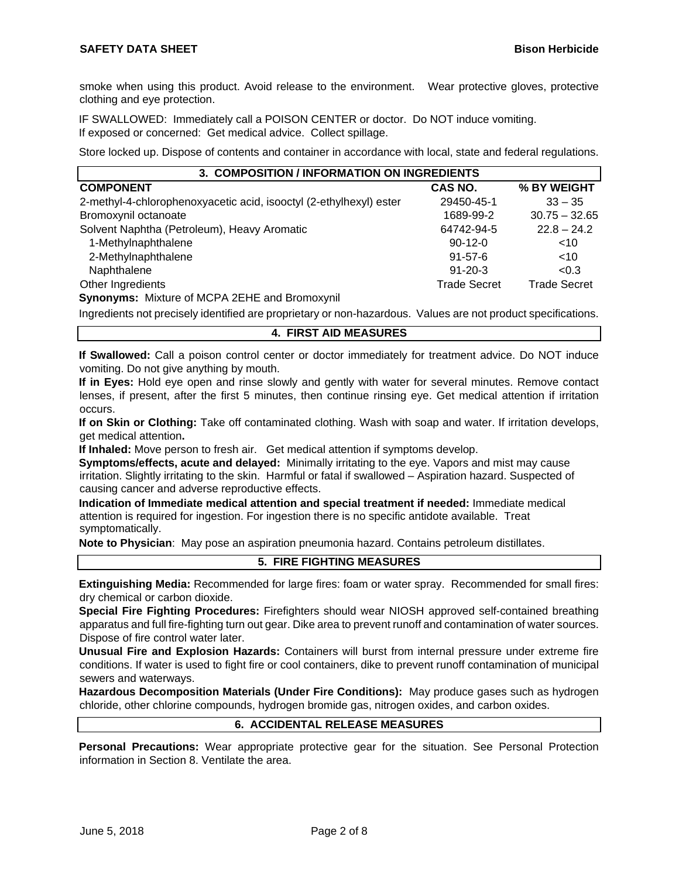smoke when using this product. Avoid release to the environment. Wear protective gloves, protective clothing and eye protection.

IF SWALLOWED: Immediately call a POISON CENTER or doctor. Do NOT induce vomiting.
If exposed or concerned: Get medical advice. Collect spillage.

Store locked up. Dispose of contents and container in accordance with local, state and federal regulations.

## 3. COMPOSITION / INFORMATION ON INGREDIENTS

| COMPONENT | CAS NO. | % BY WEIGHT |
|---|---|---|
| 2-methyl-4-chlorophenoxyacetic acid, isooctyl (2-ethylhexyl) ester | 29450-45-1 | 33 – 35 |
| Bromoxynil octanoate | 1689-99-2 | 30.75 – 32.65 |
| Solvent Naphtha (Petroleum), Heavy Aromatic | 64742-94-5 | 22.8 – 24.2 |
| 1-Methylnaphthalene | 90-12-0 | <10 |
| 2-Methylnaphthalene | 91-57-6 | <10 |
| Naphthalene | 91-20-3 | <0.3 |
| Other Ingredients | Trade Secret | Trade Secret |

**Synonyms:** Mixture of MCPA 2EHE and Bromoxynil

Ingredients not precisely identified are proprietary or non-hazardous. Values are not product specifications.

## 4. FIRST AID MEASURES

**If Swallowed:** Call a poison control center or doctor immediately for treatment advice. Do NOT induce vomiting. Do not give anything by mouth.

**If in Eyes:** Hold eye open and rinse slowly and gently with water for several minutes. Remove contact lenses, if present, after the first 5 minutes, then continue rinsing eye. Get medical attention if irritation occurs.

**If on Skin or Clothing:** Take off contaminated clothing. Wash with soap and water. If irritation develops, get medical attention**.**

**If Inhaled:** Move person to fresh air. Get medical attention if symptoms develop.

**Symptoms/effects, acute and delayed:** Minimally irritating to the eye. Vapors and mist may cause irritation. Slightly irritating to the skin. Harmful or fatal if swallowed – Aspiration hazard. Suspected of causing cancer and adverse reproductive effects.

**Indication of Immediate medical attention and special treatment if needed:** Immediate medical attention is required for ingestion. For ingestion there is no specific antidote available. Treat symptomatically.

**Note to Physician**: May pose an aspiration pneumonia hazard. Contains petroleum distillates.

## 5. FIRE FIGHTING MEASURES

**Extinguishing Media:** Recommended for large fires: foam or water spray. Recommended for small fires: dry chemical or carbon dioxide.

**Special Fire Fighting Procedures:** Firefighters should wear NIOSH approved self-contained breathing apparatus and full fire-fighting turn out gear. Dike area to prevent runoff and contamination of water sources. Dispose of fire control water later.

**Unusual Fire and Explosion Hazards:** Containers will burst from internal pressure under extreme fire conditions. If water is used to fight fire or cool containers, dike to prevent runoff contamination of municipal sewers and waterways.

**Hazardous Decomposition Materials (Under Fire Conditions):** May produce gases such as hydrogen chloride, other chlorine compounds, hydrogen bromide gas, nitrogen oxides, and carbon oxides.

## 6. ACCIDENTAL RELEASE MEASURES

**Personal Precautions:** Wear appropriate protective gear for the situation. See Personal Protection information in Section 8. Ventilate the area.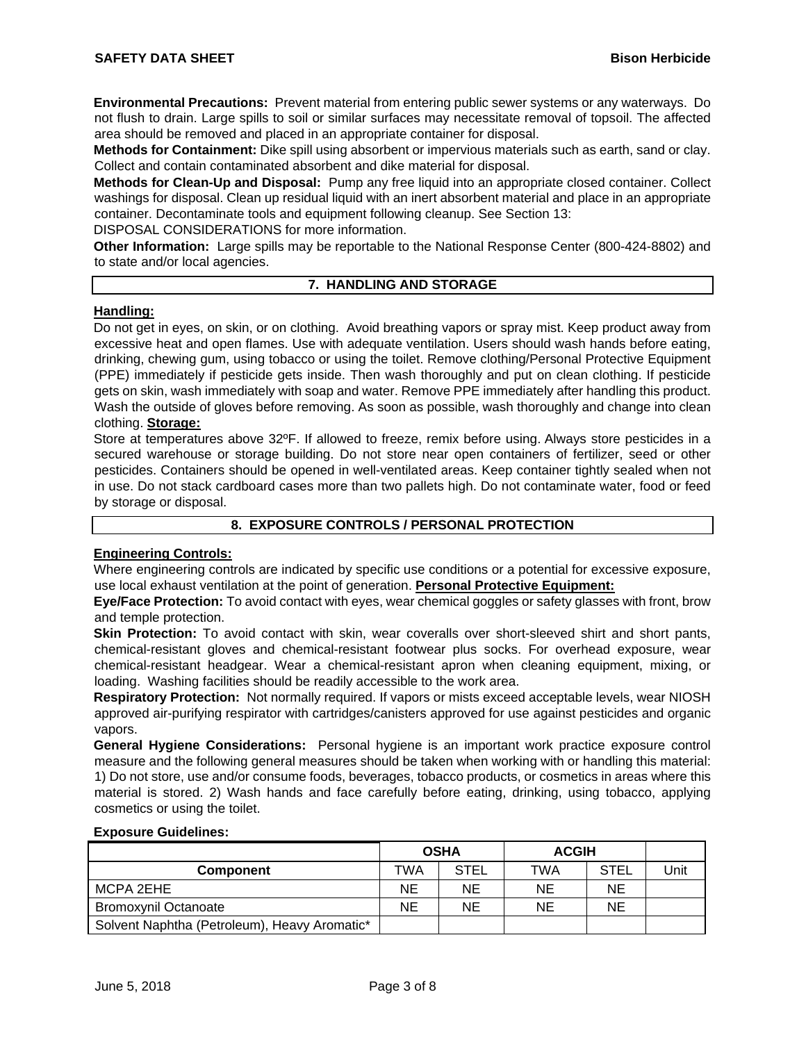**Environmental Precautions:** Prevent material from entering public sewer systems or any waterways. Do not flush to drain. Large spills to soil or similar surfaces may necessitate removal of topsoil. The affected area should be removed and placed in an appropriate container for disposal.

**Methods for Containment:** Dike spill using absorbent or impervious materials such as earth, sand or clay. Collect and contain contaminated absorbent and dike material for disposal.

**Methods for Clean-Up and Disposal:** Pump any free liquid into an appropriate closed container. Collect washings for disposal. Clean up residual liquid with an inert absorbent material and place in an appropriate container. Decontaminate tools and equipment following cleanup. See Section 13: DISPOSAL CONSIDERATIONS for more information.

**Other Information:** Large spills may be reportable to the National Response Center (800-424-8802) and to state and/or local agencies.

## 7. HANDLING AND STORAGE

**Handling:**

Do not get in eyes, on skin, or on clothing. Avoid breathing vapors or spray mist. Keep product away from excessive heat and open flames. Use with adequate ventilation. Users should wash hands before eating, drinking, chewing gum, using tobacco or using the toilet. Remove clothing/Personal Protective Equipment (PPE) immediately if pesticide gets inside. Then wash thoroughly and put on clean clothing. If pesticide gets on skin, wash immediately with soap and water. Remove PPE immediately after handling this product. Wash the outside of gloves before removing. As soon as possible, wash thoroughly and change into clean clothing.

**Storage:**

Store at temperatures above 32ºF. If allowed to freeze, remix before using. Always store pesticides in a secured warehouse or storage building. Do not store near open containers of fertilizer, seed or other pesticides. Containers should be opened in well-ventilated areas. Keep container tightly sealed when not in use. Do not stack cardboard cases more than two pallets high. Do not contaminate water, food or feed by storage or disposal.

## 8. EXPOSURE CONTROLS / PERSONAL PROTECTION

**Engineering Controls:**

Where engineering controls are indicated by specific use conditions or a potential for excessive exposure, use local exhaust ventilation at the point of generation.

**Personal Protective Equipment:**

**Eye/Face Protection:** To avoid contact with eyes, wear chemical goggles or safety glasses with front, brow and temple protection.

**Skin Protection:** To avoid contact with skin, wear coveralls over short-sleeved shirt and short pants, chemical-resistant gloves and chemical-resistant footwear plus socks. For overhead exposure, wear chemical-resistant headgear. Wear a chemical-resistant apron when cleaning equipment, mixing, or loading. Washing facilities should be readily accessible to the work area.

**Respiratory Protection:** Not normally required. If vapors or mists exceed acceptable levels, wear NIOSH approved air-purifying respirator with cartridges/canisters approved for use against pesticides and organic vapors.

**General Hygiene Considerations:** Personal hygiene is an important work practice exposure control measure and the following general measures should be taken when working with or handling this material: 1) Do not store, use and/or consume foods, beverages, tobacco products, or cosmetics in areas where this material is stored. 2) Wash hands and face carefully before eating, drinking, using tobacco, applying cosmetics or using the toilet.

**Exposure Guidelines:**

| | OSHA | | ACGIH | | |
|---|---|---|---|---|---|
| **Component** | TWA | STEL | TWA | STEL | Unit |
| MCPA 2EHE | NE | NE | NE | NE | |
| Bromoxynil Octanoate | NE | NE | NE | NE | |
| Solvent Naphtha (Petroleum), Heavy Aromatic* | | | | | |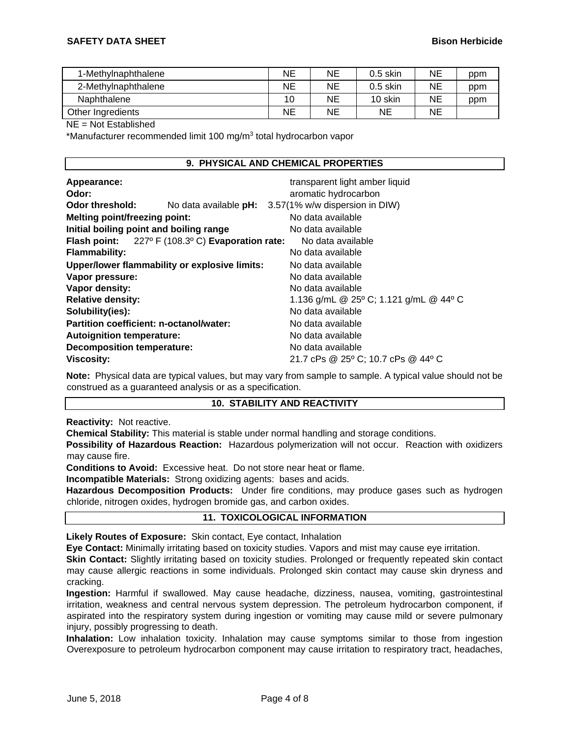| 1-Methylnaphthalene | NE | NE | 0.5 skin | NE | ppm |
|---|---|---|---|---|---|
| 2-Methylnaphthalene | NE | NE | 0.5 skin | NE | ppm |
| Naphthalene | 10 | NE | 10 skin | NE | ppm |
| Other Ingredients | NE | NE | NE | NE | |

NE = Not Established

*Manufacturer recommended limit 100 mg/m$^3$ total hydrocarbon vapor

## 9. PHYSICAL AND CHEMICAL PROPERTIES

**Appearance:** transparent light amber liquid
**Odor:** aromatic hydrocarbon
**Odor threshold:** No data available **pH:** 3.57(1% w/w dispersion in DIW)
**Melting point/freezing point:** No data available
**Initial boiling point and boiling range** No data available
**Flash point:** 227º F (108.3º C) **Evaporation rate:** No data available
**Flammability:** No data available
**Upper/lower flammability or explosive limits:** No data available
**Vapor pressure:** No data available
**Vapor density:** No data available
**Relative density:** 1.136 g/mL @ 25º C; 1.121 g/mL @ 44º C
**Solubility(ies):** No data available
**Partition coefficient: n-octanol/water:** No data available
**Autoignition temperature:** No data available
**Decomposition temperature:** No data available
**Viscosity:** 21.7 cPs @ 25º C; 10.7 cPs @ 44º C

**Note:** Physical data are typical values, but may vary from sample to sample. A typical value should not be construed as a guaranteed analysis or as a specification.

## 10. STABILITY AND REACTIVITY

**Reactivity:** Not reactive.

**Chemical Stability:** This material is stable under normal handling and storage conditions.

**Possibility of Hazardous Reaction:** Hazardous polymerization will not occur. Reaction with oxidizers may cause fire.

**Conditions to Avoid:** Excessive heat. Do not store near heat or flame.

**Incompatible Materials:** Strong oxidizing agents: bases and acids.

**Hazardous Decomposition Products:** Under fire conditions, may produce gases such as hydrogen chloride, nitrogen oxides, hydrogen bromide gas, and carbon oxides.

## 11. TOXICOLOGICAL INFORMATION

**Likely Routes of Exposure:** Skin contact, Eye contact, Inhalation

**Eye Contact:** Minimally irritating based on toxicity studies. Vapors and mist may cause eye irritation.

**Skin Contact:** Slightly irritating based on toxicity studies. Prolonged or frequently repeated skin contact may cause allergic reactions in some individuals. Prolonged skin contact may cause skin dryness and cracking.

**Ingestion:** Harmful if swallowed. May cause headache, dizziness, nausea, vomiting, gastrointestinal irritation, weakness and central nervous system depression. The petroleum hydrocarbon component, if aspirated into the respiratory system during ingestion or vomiting may cause mild or severe pulmonary injury, possibly progressing to death.

**Inhalation:** Low inhalation toxicity. Inhalation may cause symptoms similar to those from ingestion Overexposure to petroleum hydrocarbon component may cause irritation to respiratory tract, headaches,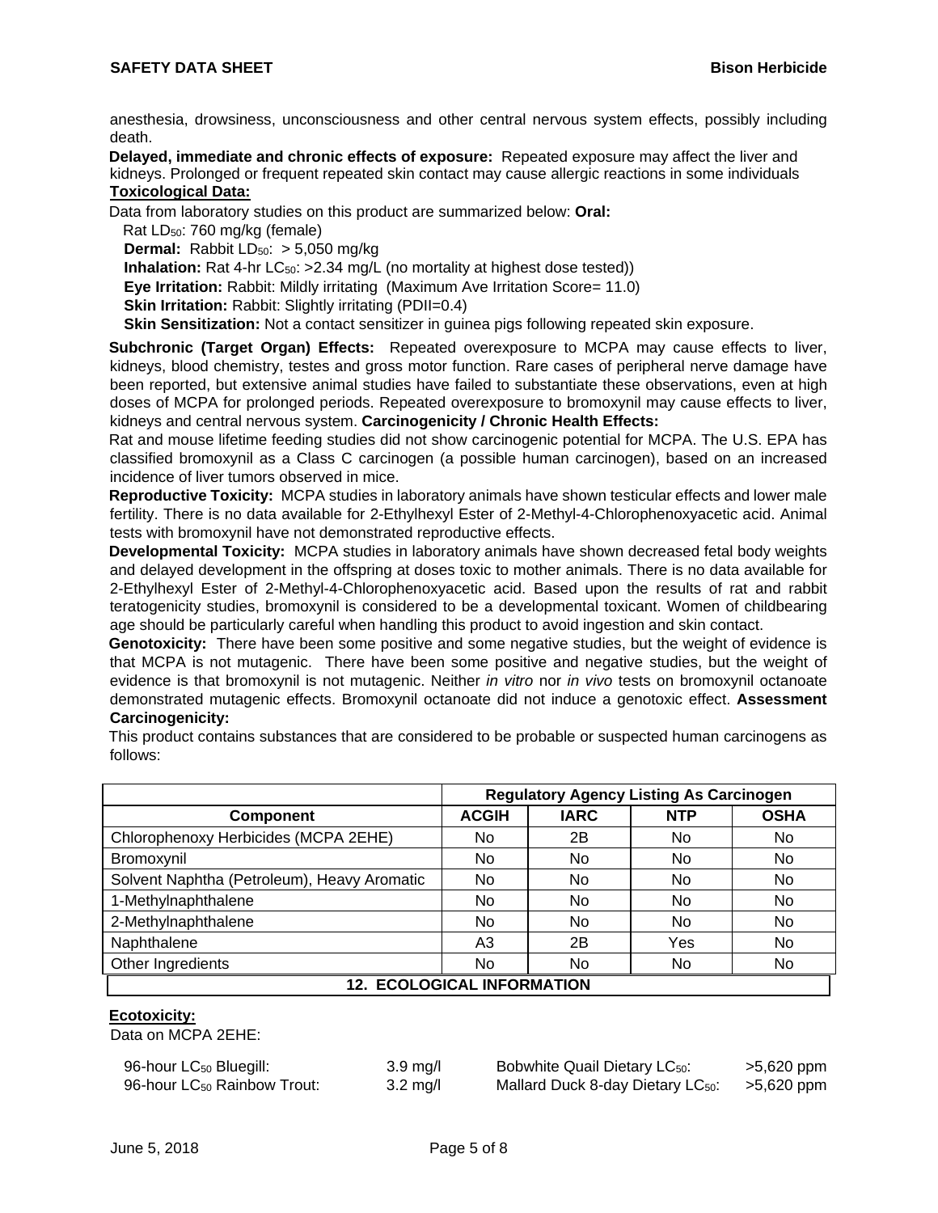anesthesia, drowsiness, unconsciousness and other central nervous system effects, possibly including death.

**Delayed, immediate and chronic effects of exposure:** Repeated exposure may affect the liver and kidneys. Prolonged or frequent repeated skin contact may cause allergic reactions in some individuals

**Toxicological Data:**

Data from laboratory studies on this product are summarized below: **Oral:**

Rat $LD_{50}$: 760 mg/kg (female)

**Dermal:** Rabbit $LD_{50}$: > 5,050 mg/kg

**Inhalation:** Rat 4-hr $LC_{50}$: >2.34 mg/L (no mortality at highest dose tested))

**Eye Irritation:** Rabbit: Mildly irritating (Maximum Ave Irritation Score= 11.0)

**Skin Irritation:** Rabbit: Slightly irritating (PDII=0.4)

**Skin Sensitization:** Not a contact sensitizer in guinea pigs following repeated skin exposure.

**Subchronic (Target Organ) Effects:** Repeated overexposure to MCPA may cause effects to liver, kidneys, blood chemistry, testes and gross motor function. Rare cases of peripheral nerve damage have been reported, but extensive animal studies have failed to substantiate these observations, even at high doses of MCPA for prolonged periods. Repeated overexposure to bromoxynil may cause effects to liver, kidneys and central nervous system. **Carcinogenicity / Chronic Health Effects:**

Rat and mouse lifetime feeding studies did not show carcinogenic potential for MCPA. The U.S. EPA has classified bromoxynil as a Class C carcinogen (a possible human carcinogen), based on an increased incidence of liver tumors observed in mice.

**Reproductive Toxicity:** MCPA studies in laboratory animals have shown testicular effects and lower male fertility. There is no data available for 2-Ethylhexyl Ester of 2-Methyl-4-Chlorophenoxyacetic acid. Animal tests with bromoxynil have not demonstrated reproductive effects.

**Developmental Toxicity:** MCPA studies in laboratory animals have shown decreased fetal body weights and delayed development in the offspring at doses toxic to mother animals. There is no data available for 2-Ethylhexyl Ester of 2-Methyl-4-Chlorophenoxyacetic acid. Based upon the results of rat and rabbit teratogenicity studies, bromoxynil is considered to be a developmental toxicant. Women of childbearing age should be particularly careful when handling this product to avoid ingestion and skin contact.

**Genotoxicity:** There have been some positive and some negative studies, but the weight of evidence is that MCPA is not mutagenic. There have been some positive and negative studies, but the weight of evidence is that bromoxynil is not mutagenic. Neither *in vitro* nor *in vivo* tests on bromoxynil octanoate demonstrated mutagenic effects. Bromoxynil octanoate did not induce a genotoxic effect. **Assessment Carcinogenicity:**

This product contains substances that are considered to be probable or suspected human carcinogens as follows:

| | Regulatory Agency Listing As Carcinogen | | | |
|---|---|---|---|---|
| **Component** | **ACGIH** | **IARC** | **NTP** | **OSHA** |
| Chlorophenoxy Herbicides (MCPA 2EHE) | No | 2B | No | No |
| Bromoxynil | No | No | No | No |
| Solvent Naphtha (Petroleum), Heavy Aromatic | No | No | No | No |
| 1-Methylnaphthalene | No | No | No | No |
| 2-Methylnaphthalene | No | No | No | No |
| Naphthalene | A3 | 2B | Yes | No |
| Other Ingredients | No | No | No | No |

## 12. ECOLOGICAL INFORMATION

**Ecotoxicity:**

Data on MCPA 2EHE:

| | | | |
|---|---|---|---|
| 96-hour $LC_{50}$ Bluegill: | 3.9 mg/l | Bobwhite Quail Dietary $LC_{50}$: | >5,620 ppm |
| 96-hour $LC_{50}$ Rainbow Trout: | 3.2 mg/l | Mallard Duck 8-day Dietary $LC_{50}$: | >5,620 ppm |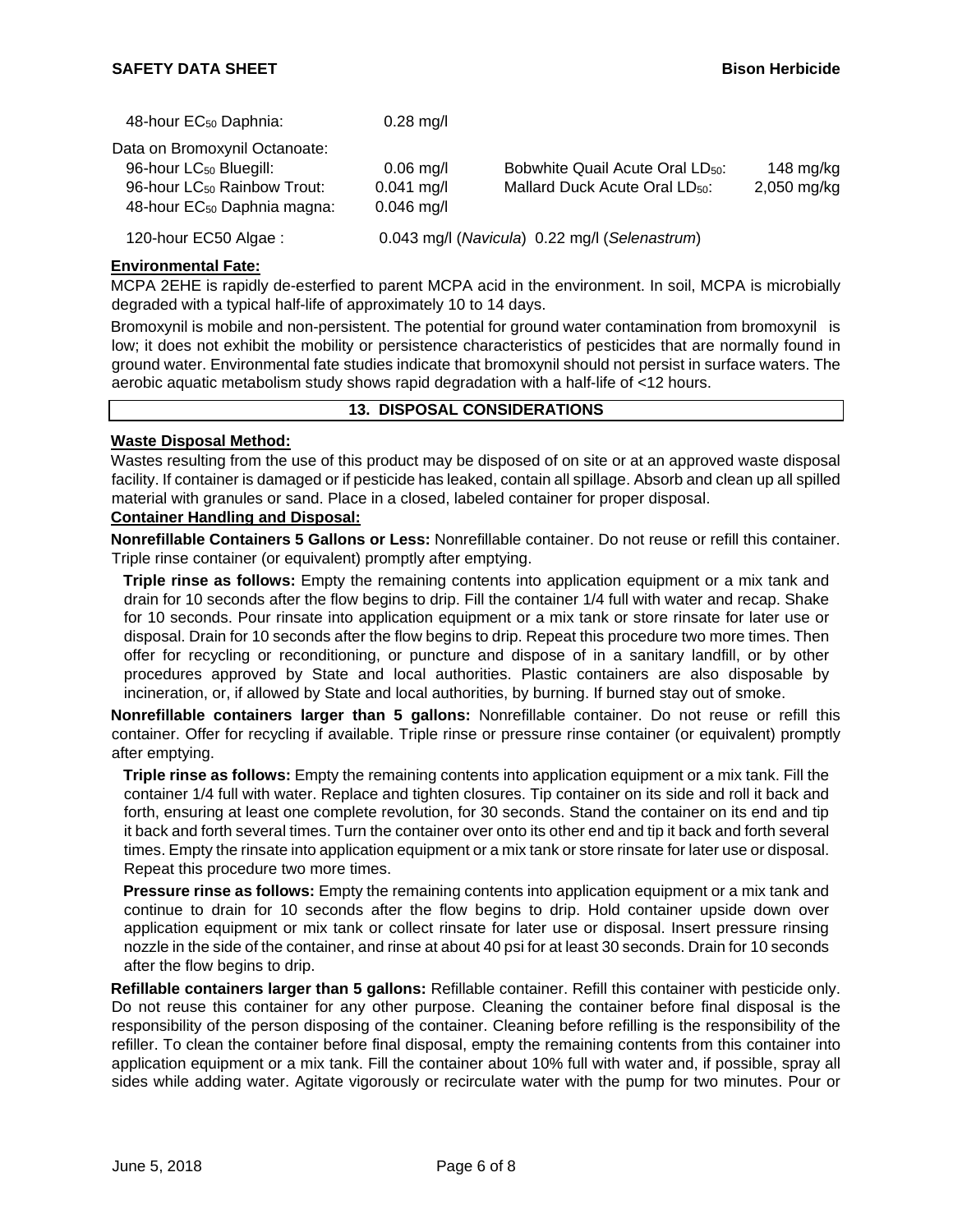| | | | |
|---|---|---|---|
| 48-hour $EC_{50}$ Daphnia: | 0.28 mg/l | | |
| Data on Bromoxynil Octanoate: | | | |
| 96-hour $LC_{50}$ Bluegill: | 0.06 mg/l | Bobwhite Quail Acute Oral $LD_{50}$: | 148 mg/kg |
| 96-hour $LC_{50}$ Rainbow Trout: | 0.041 mg/l | Mallard Duck Acute Oral $LD_{50}$: | 2,050 mg/kg |
| 48-hour $EC_{50}$ Daphnia magna: | 0.046 mg/l | | |
| 120-hour EC50 Algae : | 0.043 mg/l (*Navicula*) 0.22 mg/l (*Selenastrum*) | | |

**Environmental Fate:**

MCPA 2EHE is rapidly de-esterfied to parent MCPA acid in the environment. In soil, MCPA is microbially degraded with a typical half-life of approximately 10 to 14 days.

Bromoxynil is mobile and non-persistent. The potential for ground water contamination from bromoxynil is low; it does not exhibit the mobility or persistence characteristics of pesticides that are normally found in ground water. Environmental fate studies indicate that bromoxynil should not persist in surface waters. The aerobic aquatic metabolism study shows rapid degradation with a half-life of <12 hours.

## 13. DISPOSAL CONSIDERATIONS

**Waste Disposal Method:**

Wastes resulting from the use of this product may be disposed of on site or at an approved waste disposal facility. If container is damaged or if pesticide has leaked, contain all spillage. Absorb and clean up all spilled material with granules or sand. Place in a closed, labeled container for proper disposal.

**Container Handling and Disposal:**

**Nonrefillable Containers 5 Gallons or Less:** Nonrefillable container. Do not reuse or refill this container. Triple rinse container (or equivalent) promptly after emptying.

**Triple rinse as follows:** Empty the remaining contents into application equipment or a mix tank and drain for 10 seconds after the flow begins to drip. Fill the container 1/4 full with water and recap. Shake for 10 seconds. Pour rinsate into application equipment or a mix tank or store rinsate for later use or disposal. Drain for 10 seconds after the flow begins to drip. Repeat this procedure two more times. Then offer for recycling or reconditioning, or puncture and dispose of in a sanitary landfill, or by other procedures approved by State and local authorities. Plastic containers are also disposable by incineration, or, if allowed by State and local authorities, by burning. If burned stay out of smoke.

**Nonrefillable containers larger than 5 gallons:** Nonrefillable container. Do not reuse or refill this container. Offer for recycling if available. Triple rinse or pressure rinse container (or equivalent) promptly after emptying.

**Triple rinse as follows:** Empty the remaining contents into application equipment or a mix tank. Fill the container 1/4 full with water. Replace and tighten closures. Tip container on its side and roll it back and forth, ensuring at least one complete revolution, for 30 seconds. Stand the container on its end and tip it back and forth several times. Turn the container over onto its other end and tip it back and forth several times. Empty the rinsate into application equipment or a mix tank or store rinsate for later use or disposal. Repeat this procedure two more times.

**Pressure rinse as follows:** Empty the remaining contents into application equipment or a mix tank and continue to drain for 10 seconds after the flow begins to drip. Hold container upside down over application equipment or mix tank or collect rinsate for later use or disposal. Insert pressure rinsing nozzle in the side of the container, and rinse at about 40 psi for at least 30 seconds. Drain for 10 seconds after the flow begins to drip.

**Refillable containers larger than 5 gallons:** Refillable container. Refill this container with pesticide only. Do not reuse this container for any other purpose. Cleaning the container before final disposal is the responsibility of the person disposing of the container. Cleaning before refilling is the responsibility of the refiller. To clean the container before final disposal, empty the remaining contents from this container into application equipment or a mix tank. Fill the container about 10% full with water and, if possible, spray all sides while adding water. Agitate vigorously or recirculate water with the pump for two minutes. Pour or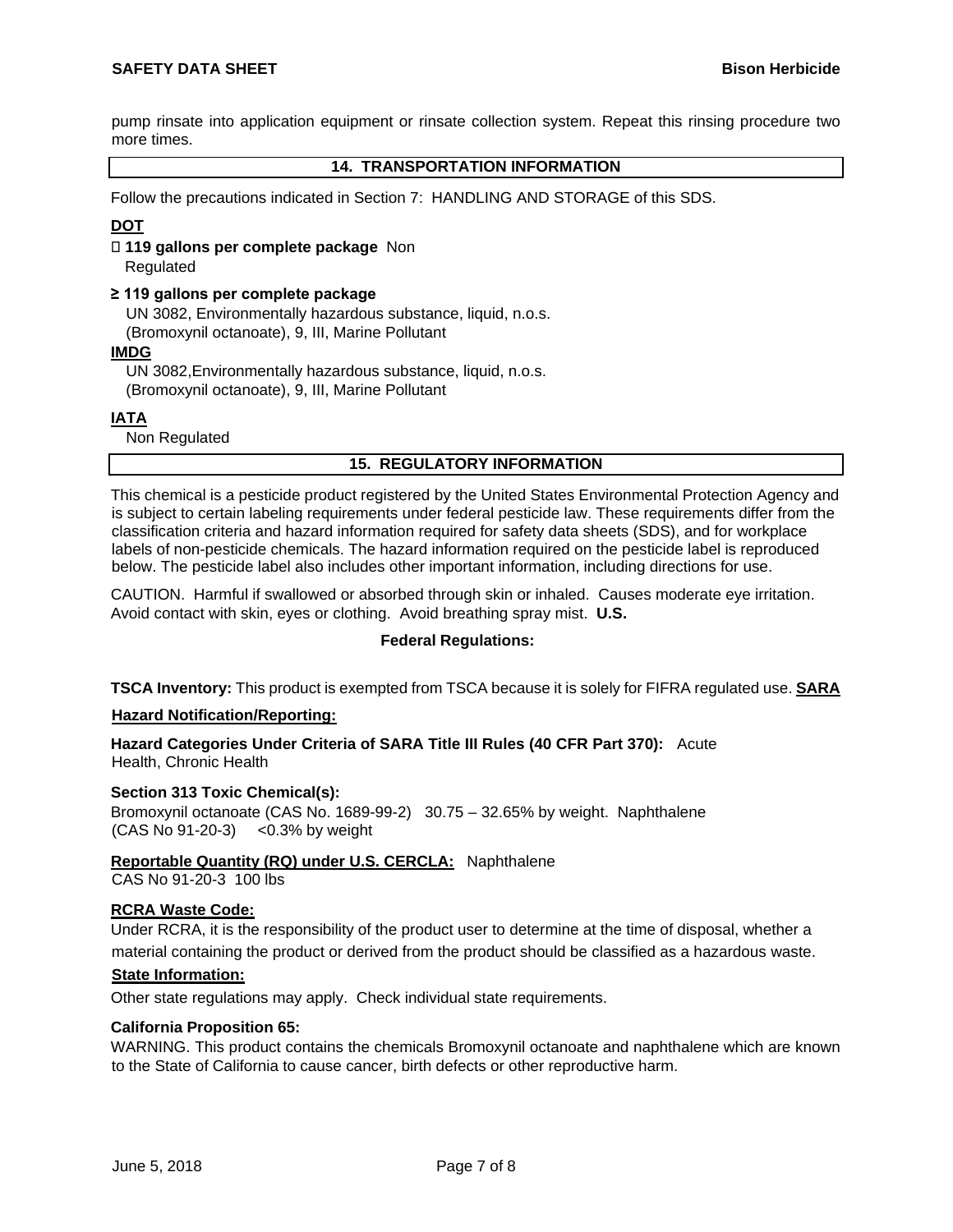pump rinsate into application equipment or rinsate collection system. Repeat this rinsing procedure two more times.

## 14. TRANSPORTATION INFORMATION

Follow the precautions indicated in Section 7: HANDLING AND STORAGE of this SDS.

**DOT**

**119 gallons per complete package** Non Regulated

**≥ 119 gallons per complete package**
UN 3082, Environmentally hazardous substance, liquid, n.o.s. (Bromoxynil octanoate), 9, III, Marine Pollutant

**IMDG**
UN 3082,Environmentally hazardous substance, liquid, n.o.s. (Bromoxynil octanoate), 9, III, Marine Pollutant

**IATA**
Non Regulated

## 15. REGULATORY INFORMATION

This chemical is a pesticide product registered by the United States Environmental Protection Agency and is subject to certain labeling requirements under federal pesticide law. These requirements differ from the classification criteria and hazard information required for safety data sheets (SDS), and for workplace labels of non-pesticide chemicals. The hazard information required on the pesticide label is reproduced below. The pesticide label also includes other important information, including directions for use.

CAUTION. Harmful if swallowed or absorbed through skin or inhaled. Causes moderate eye irritation. Avoid contact with skin, eyes or clothing. Avoid breathing spray mist.

**U.S. Federal Regulations:**

**TSCA Inventory:** This product is exempted from TSCA because it is solely for FIFRA regulated use.

**SARA Hazard Notification/Reporting:**

**Hazard Categories Under Criteria of SARA Title III Rules (40 CFR Part 370):** Acute Health, Chronic Health

**Section 313 Toxic Chemical(s):**
Bromoxynil octanoate (CAS No. 1689-99-2) 30.75 – 32.65% by weight. Naphthalene (CAS No 91-20-3) <0.3% by weight

**Reportable Quantity (RQ) under U.S. CERCLA:** Naphthalene CAS No 91-20-3 100 lbs

**RCRA Waste Code:**
Under RCRA, it is the responsibility of the product user to determine at the time of disposal, whether a material containing the product or derived from the product should be classified as a hazardous waste.

**State Information:**
Other state regulations may apply. Check individual state requirements.

**California Proposition 65:**
WARNING. This product contains the chemicals Bromoxynil octanoate and naphthalene which are known to the State of California to cause cancer, birth defects or other reproductive harm.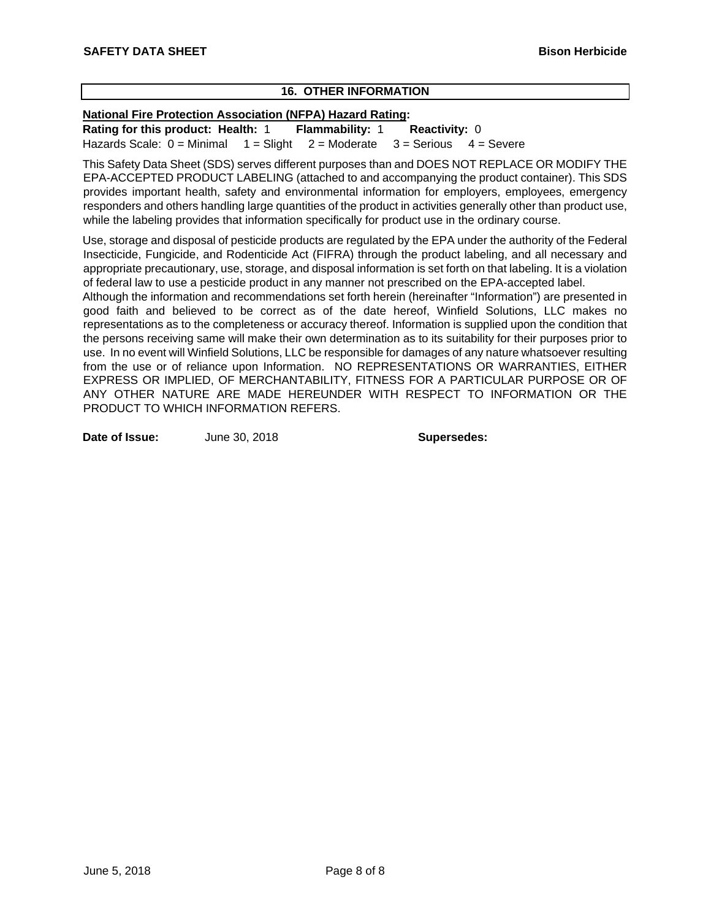## 16. OTHER INFORMATION

**National Fire Protection Association (NFPA) Hazard Rating:**

**Rating for this product: Health:** 1 **Flammability:** 1 **Reactivity:** 0

Hazards Scale: 0 = Minimal 1 = Slight 2 = Moderate 3 = Serious 4 = Severe

This Safety Data Sheet (SDS) serves different purposes than and DOES NOT REPLACE OR MODIFY THE EPA-ACCEPTED PRODUCT LABELING (attached to and accompanying the product container). This SDS provides important health, safety and environmental information for employers, employees, emergency responders and others handling large quantities of the product in activities generally other than product use, while the labeling provides that information specifically for product use in the ordinary course.

Use, storage and disposal of pesticide products are regulated by the EPA under the authority of the Federal Insecticide, Fungicide, and Rodenticide Act (FIFRA) through the product labeling, and all necessary and appropriate precautionary, use, storage, and disposal information is set forth on that labeling. It is a violation of federal law to use a pesticide product in any manner not prescribed on the EPA-accepted label.

Although the information and recommendations set forth herein (hereinafter "Information") are presented in good faith and believed to be correct as of the date hereof, Winfield Solutions, LLC makes no representations as to the completeness or accuracy thereof. Information is supplied upon the condition that the persons receiving same will make their own determination as to its suitability for their purposes prior to use. In no event will Winfield Solutions, LLC be responsible for damages of any nature whatsoever resulting from the use or of reliance upon Information. NO REPRESENTATIONS OR WARRANTIES, EITHER EXPRESS OR IMPLIED, OF MERCHANTABILITY, FITNESS FOR A PARTICULAR PURPOSE OR OF ANY OTHER NATURE ARE MADE HEREUNDER WITH RESPECT TO INFORMATION OR THE PRODUCT TO WHICH INFORMATION REFERS.

**Date of Issue:** June 30, 2018 **Supersedes:**